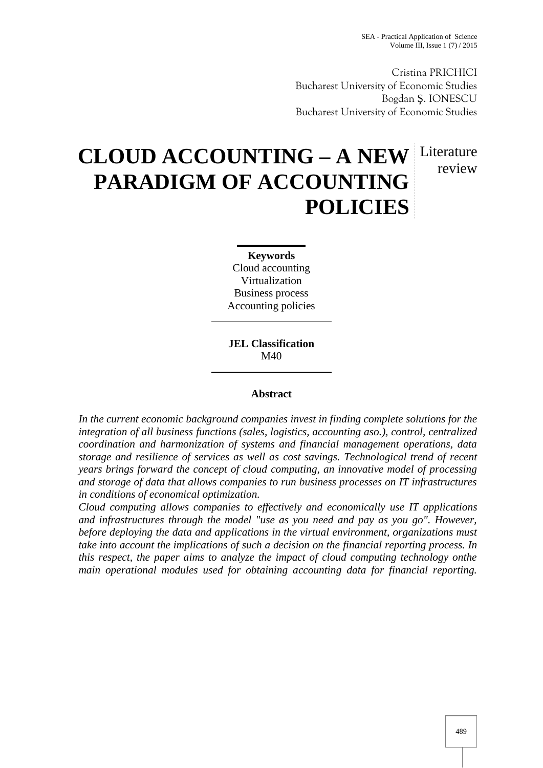Cristina PRICHICI
Bucharest University of Economic Studies
Bogdan Ş. IONESCU
Bucharest University of Economic Studies

# CLOUD ACCOUNTING – A NEW PARADIGM OF ACCOUNTING POLICIES

Literature review

**Keywords**
Cloud accounting
Virtualization
Business process
Accounting policies

**JEL Classification**
M40

### Abstract

*In the current economic background companies invest in finding complete solutions for the integration of all business functions (sales, logistics, accounting aso.), control, centralized coordination and harmonization of systems and financial management operations, data storage and resilience of services as well as cost savings. Technological trend of recent years brings forward the concept of cloud computing, an innovative model of processing and storage of data that allows companies to run business processes on IT infrastructures in conditions of economical optimization.*

*Cloud computing allows companies to effectively and economically use IT applications and infrastructures through the model "use as you need and pay as you go". However, before deploying the data and applications in the virtual environment, organizations must take into account the implications of such a decision on the financial reporting process. In this respect, the paper aims to analyze the impact of cloud computing technology onthe main operational modules used for obtaining accounting data for financial reporting.*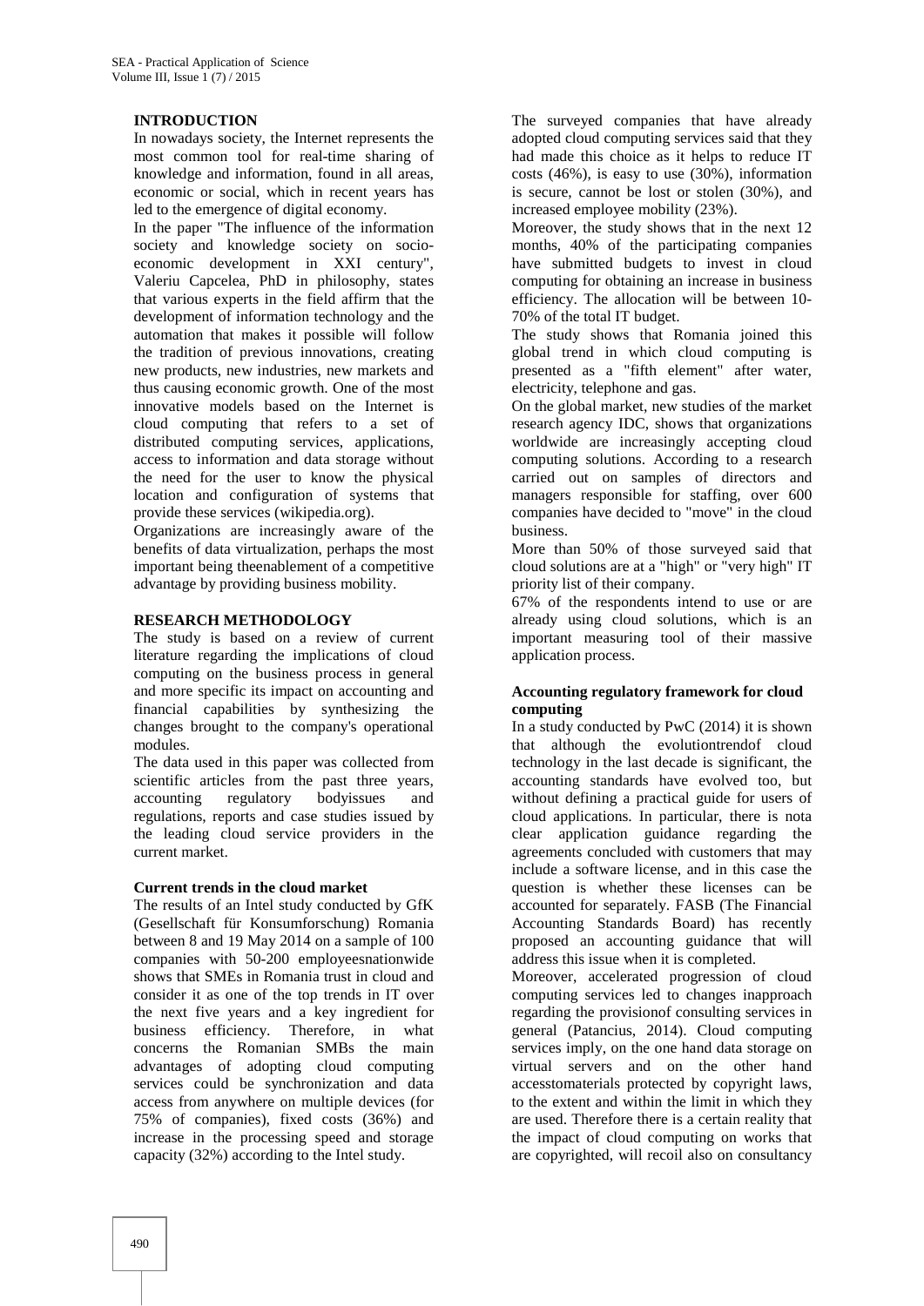## INTRODUCTION

In nowadays society, the Internet represents the most common tool for real-time sharing of knowledge and information, found in all areas, economic or social, which in recent years has led to the emergence of digital economy.

In the paper "The influence of the information society and knowledge society on socio-economic development in XXI century", Valeriu Capcelea, PhD in philosophy, states that various experts in the field affirm that the development of information technology and the automation that makes it possible will follow the tradition of previous innovations, creating new products, new industries, new markets and thus causing economic growth. One of the most innovative models based on the Internet is cloud computing that refers to a set of distributed computing services, applications, access to information and data storage without the need for the user to know the physical location and configuration of systems that provide these services (wikipedia.org).

Organizations are increasingly aware of the benefits of data virtualization, perhaps the most important being theenablement of a competitive advantage by providing business mobility.

## RESEARCH METHODOLOGY

The study is based on a review of current literature regarding the implications of cloud computing on the business process in general and more specific its impact on accounting and financial capabilities by synthesizing the changes brought to the company's operational modules.

The data used in this paper was collected from scientific articles from the past three years, accounting regulatory bodyissues and regulations, reports and case studies issued by the leading cloud service providers in the current market.

### Current trends in the cloud market

The results of an Intel study conducted by GfK (Gesellschaft für Konsumforschung) Romania between 8 and 19 May 2014 on a sample of 100 companies with 50-200 employeesnationwide shows that SMEs in Romania trust in cloud and consider it as one of the top trends in IT over the next five years and a key ingredient for business efficiency. Therefore, in what concerns the Romanian SMBs the main advantages of adopting cloud computing services could be synchronization and data access from anywhere on multiple devices (for 75% of companies), fixed costs (36%) and increase in the processing speed and storage capacity (32%) according to the Intel study.

The surveyed companies that have already adopted cloud computing services said that they had made this choice as it helps to reduce IT costs (46%), is easy to use (30%), information is secure, cannot be lost or stolen (30%), and increased employee mobility (23%).

Moreover, the study shows that in the next 12 months, 40% of the participating companies have submitted budgets to invest in cloud computing for obtaining an increase in business efficiency. The allocation will be between 10-70% of the total IT budget.

The study shows that Romania joined this global trend in which cloud computing is presented as a "fifth element" after water, electricity, telephone and gas.

On the global market, new studies of the market research agency IDC, shows that organizations worldwide are increasingly accepting cloud computing solutions. According to a research carried out on samples of directors and managers responsible for staffing, over 600 companies have decided to "move" in the cloud business.

More than 50% of those surveyed said that cloud solutions are at a "high" or "very high" IT priority list of their company.

67% of the respondents intend to use or are already using cloud solutions, which is an important measuring tool of their massive application process.

### Accounting regulatory framework for cloud computing

In a study conducted by PwC (2014) it is shown that although the evolutiontrendof cloud technology in the last decade is significant, the accounting standards have evolved too, but without defining a practical guide for users of cloud applications. In particular, there is nota clear application guidance regarding the agreements concluded with customers that may include a software license, and in this case the question is whether these licenses can be accounted for separately. FASB (The Financial Accounting Standards Board) has recently proposed an accounting guidance that will address this issue when it is completed.

Moreover, accelerated progression of cloud computing services led to changes inapproach regarding the provisionof consulting services in general (Patancius, 2014). Cloud computing services imply, on the one hand data storage on virtual servers and on the other hand accesstomaterials protected by copyright laws, to the extent and within the limit in which they are used. Therefore there is a certain reality that the impact of cloud computing on works that are copyrighted, will recoil also on consultancy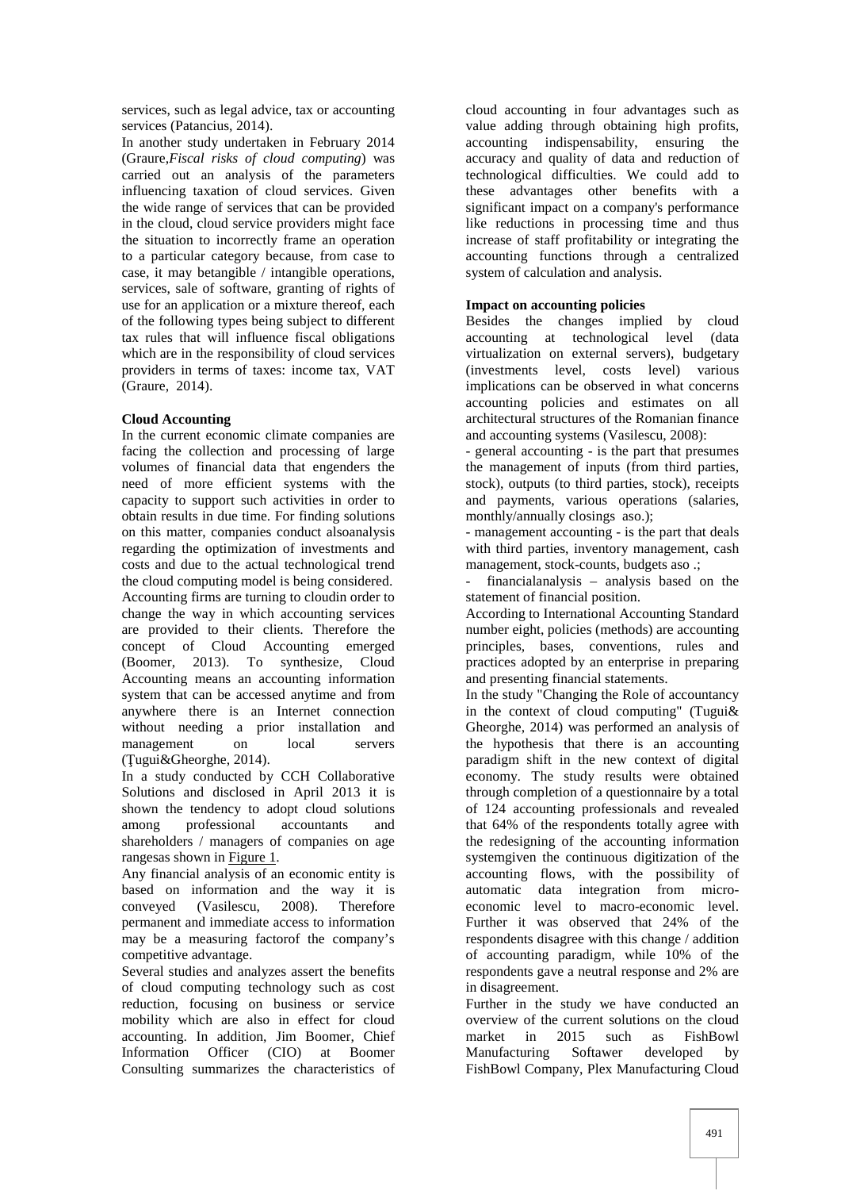services, such as legal advice, tax or accounting services (Patancius, 2014).

In another study undertaken in February 2014 (Graure,*Fiscal risks of cloud computing*) was carried out an analysis of the parameters influencing taxation of cloud services. Given the wide range of services that can be provided in the cloud, cloud service providers might face the situation to incorrectly frame an operation to a particular category because, from case to case, it may betangible / intangible operations, services, sale of software, granting of rights of use for an application or a mixture thereof, each of the following types being subject to different tax rules that will influence fiscal obligations which are in the responsibility of cloud services providers in terms of taxes: income tax, VAT (Graure, 2014).

**Cloud Accounting**

In the current economic climate companies are facing the collection and processing of large volumes of financial data that engenders the need of more efficient systems with the capacity to support such activities in order to obtain results in due time. For finding solutions on this matter, companies conduct alsoanalysis regarding the optimization of investments and costs and due to the actual technological trend the cloud computing model is being considered.

Accounting firms are turning to cloudin order to change the way in which accounting services are provided to their clients. Therefore the concept of Cloud Accounting emerged (Boomer, 2013). To synthesize, Cloud Accounting means an accounting information system that can be accessed anytime and from anywhere there is an Internet connection without needing a prior installation and management on local servers (Ţugui&Gheorghe, 2014).

In a study conducted by CCH Collaborative Solutions and disclosed in April 2013 it is shown the tendency to adopt cloud solutions among professional accountants and shareholders / managers of companies on age rangesas shown in Figure 1.

Any financial analysis of an economic entity is based on information and the way it is conveyed (Vasilescu, 2008). Therefore permanent and immediate access to information may be a measuring factorof the company's competitive advantage.

Several studies and analyzes assert the benefits of cloud computing technology such as cost reduction, focusing on business or service mobility which are also in effect for cloud accounting. In addition, Jim Boomer, Chief Information Officer (CIO) at Boomer Consulting summarizes the characteristics of cloud accounting in four advantages such as value adding through obtaining high profits, accounting indispensability, ensuring the accuracy and quality of data and reduction of technological difficulties. We could add to these advantages other benefits with a significant impact on a company's performance like reductions in processing time and thus increase of staff profitability or integrating the accounting functions through a centralized system of calculation and analysis.

**Impact on accounting policies**

Besides the changes implied by cloud accounting at technological level (data virtualization on external servers), budgetary (investments level, costs level) various implications can be observed in what concerns accounting policies and estimates on all architectural structures of the Romanian finance and accounting systems (Vasilescu, 2008):

- general accounting - is the part that presumes the management of inputs (from third parties, stock), outputs (to third parties, stock), receipts and payments, various operations (salaries, monthly/annually closings aso.);
- management accounting - is the part that deals with third parties, inventory management, cash management, stock-counts, budgets aso .;
- financialanalysis – analysis based on the statement of financial position.

According to International Accounting Standard number eight, policies (methods) are accounting principles, bases, conventions, rules and practices adopted by an enterprise in preparing and presenting financial statements.

In the study "Changing the Role of accountancy in the context of cloud computing" (Tugui& Gheorghe, 2014) was performed an analysis of the hypothesis that there is an accounting paradigm shift in the new context of digital economy. The study results were obtained through completion of a questionnaire by a total of 124 accounting professionals and revealed that 64% of the respondents totally agree with the redesigning of the accounting information systemgiven the continuous digitization of the accounting flows, with the possibility of automatic data integration from micro-economic level to macro-economic level. Further it was observed that 24% of the respondents disagree with this change / addition of accounting paradigm, while 10% of the respondents gave a neutral response and 2% are in disagreement.

Further in the study we have conducted an overview of the current solutions on the cloud market in 2015 such as FishBowl Manufacturing Softawer developed by FishBowl Company, Plex Manufacturing Cloud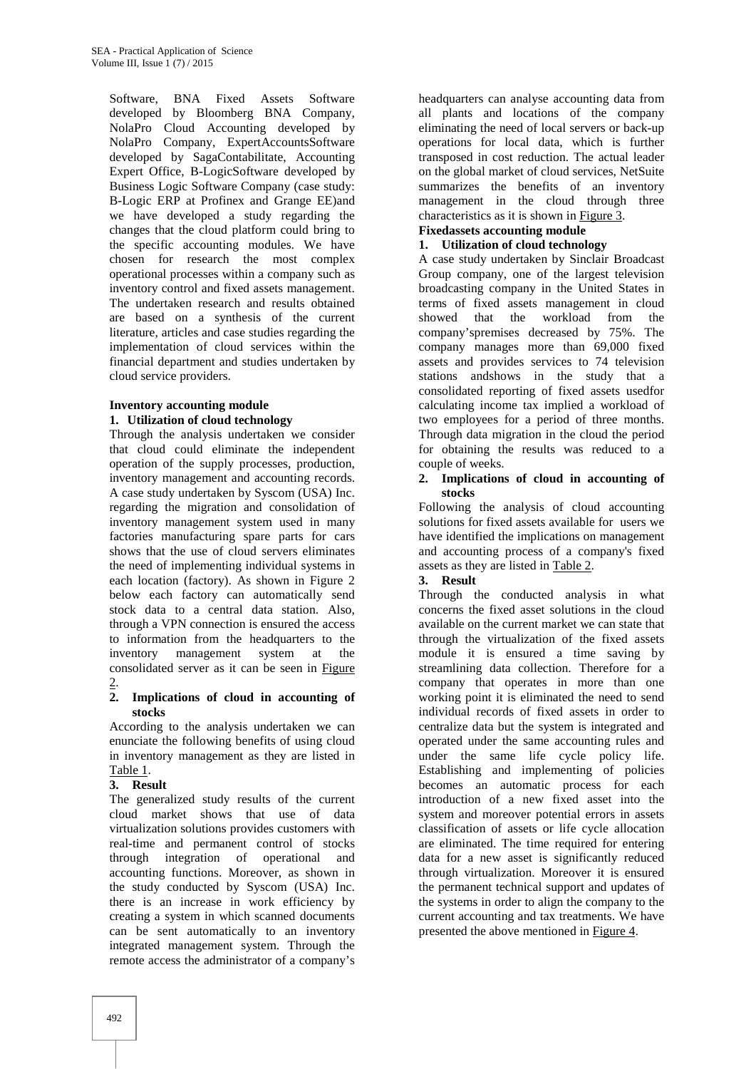Software, BNA Fixed Assets Software developed by Bloomberg BNA Company, NolaPro Cloud Accounting developed by NolaPro Company, ExpertAccountsSoftware developed by SagaContabilitate, Accounting Expert Office, B-LogicSoftware developed by Business Logic Software Company (case study: B-Logic ERP at Profinex and Grange EE)and we have developed a study regarding the changes that the cloud platform could bring to the specific accounting modules. We have chosen for research the most complex operational processes within a company such as inventory control and fixed assets management. The undertaken research and results obtained are based on a synthesis of the current literature, articles and case studies regarding the implementation of cloud services within the financial department and studies undertaken by cloud service providers.

**Inventory accounting module**

**1. Utilization of cloud technology**

Through the analysis undertaken we consider that cloud could eliminate the independent operation of the supply processes, production, inventory management and accounting records. A case study undertaken by Syscom (USA) Inc. regarding the migration and consolidation of inventory management system used in many factories manufacturing spare parts for cars shows that the use of cloud servers eliminates the need of implementing individual systems in each location (factory). As shown in Figure 2 below each factory can automatically send stock data to a central data station. Also, through a VPN connection is ensured the access to information from the headquarters to the inventory management system at the consolidated server as it can be seen in Figure 2.

**2. Implications of cloud in accounting of stocks**

According to the analysis undertaken we can enunciate the following benefits of using cloud in inventory management as they are listed in Table 1.

**3. Result**

The generalized study results of the current cloud market shows that use of data virtualization solutions provides customers with real-time and permanent control of stocks through integration of operational and accounting functions. Moreover, as shown in the study conducted by Syscom (USA) Inc. there is an increase in work efficiency by creating a system in which scanned documents can be sent automatically to an inventory integrated management system. Through the remote access the administrator of a company's headquarters can analyse accounting data from all plants and locations of the company eliminating the need of local servers or back-up operations for local data, which is further transposed in cost reduction. The actual leader on the global market of cloud services, NetSuite summarizes the benefits of an inventory management in the cloud through three characteristics as it is shown in Figure 3.

**Fixedassets accounting module**

**1. Utilization of cloud technology**

A case study undertaken by Sinclair Broadcast Group company, one of the largest television broadcasting company in the United States in terms of fixed assets management in cloud showed that the workload from the company'spremises decreased by 75%. The company manages more than 69,000 fixed assets and provides services to 74 television stations andshows in the study that a consolidated reporting of fixed assets usedfor calculating income tax implied a workload of two employees for a period of three months. Through data migration in the cloud the period for obtaining the results was reduced to a couple of weeks.

**2. Implications of cloud in accounting of stocks**

Following the analysis of cloud accounting solutions for fixed assets available for users we have identified the implications on management and accounting process of a company's fixed assets as they are listed in Table 2.

**3. Result**

Through the conducted analysis in what concerns the fixed asset solutions in the cloud available on the current market we can state that through the virtualization of the fixed assets module it is ensured a time saving by streamlining data collection. Therefore for a company that operates in more than one working point it is eliminated the need to send individual records of fixed assets in order to centralize data but the system is integrated and operated under the same accounting rules and under the same life cycle policy life. Establishing and implementing of policies becomes an automatic process for each introduction of a new fixed asset into the system and moreover potential errors in assets classification of assets or life cycle allocation are eliminated. The time required for entering data for a new asset is significantly reduced through virtualization. Moreover it is ensured the permanent technical support and updates of the systems in order to align the company to the current accounting and tax treatments. We have presented the above mentioned in Figure 4.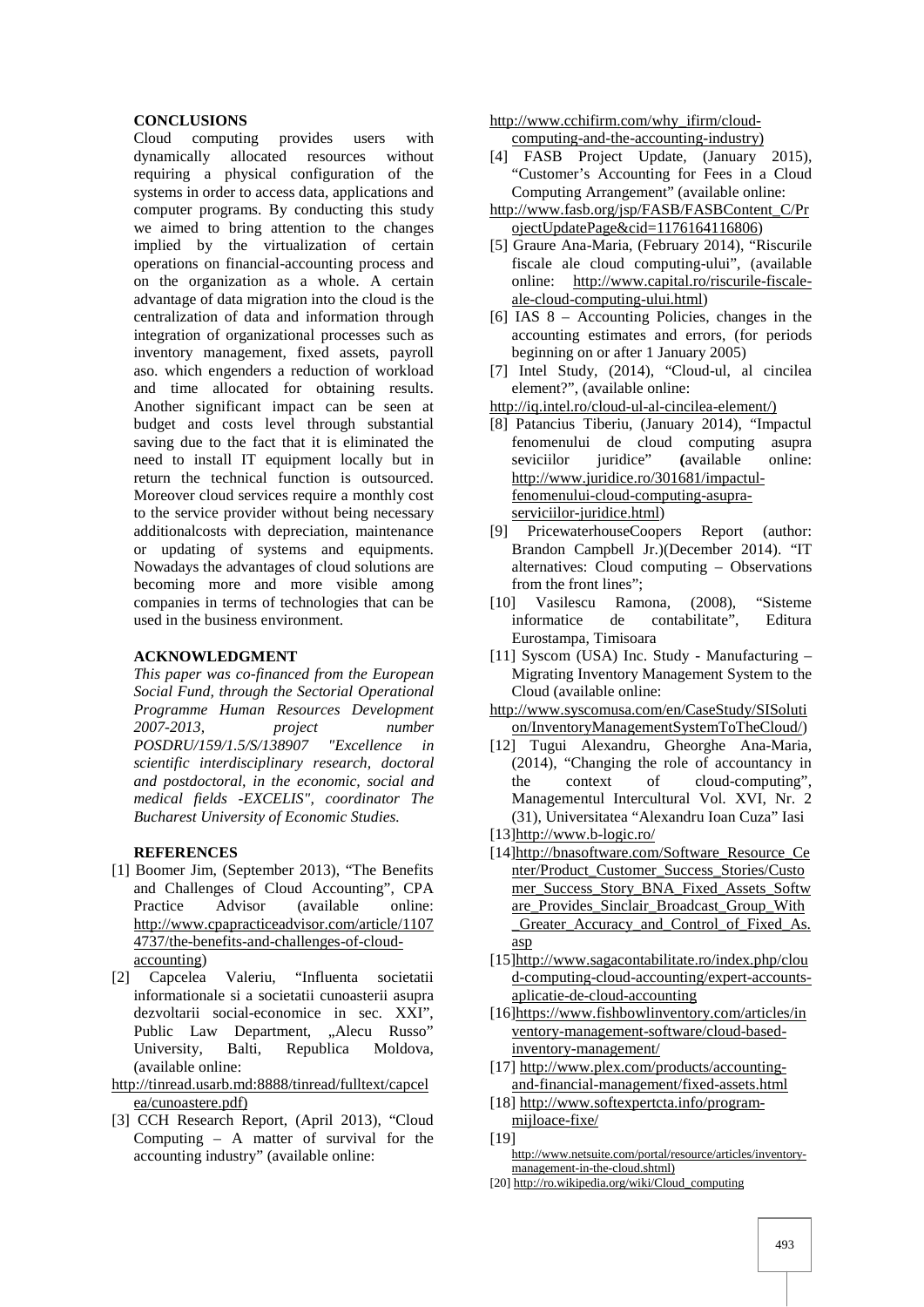## CONCLUSIONS

Cloud computing provides users with dynamically allocated resources without requiring a physical configuration of the systems in order to access data, applications and computer programs. By conducting this study we aimed to bring attention to the changes implied by the virtualization of certain operations on financial-accounting process and on the organization as a whole. A certain advantage of data migration into the cloud is the centralization of data and information through integration of organizational processes such as inventory management, fixed assets, payroll aso. which engenders a reduction of workload and time allocated for obtaining results. Another significant impact can be seen at budget and costs level through substantial saving due to the fact that it is eliminated the need to install IT equipment locally but in return the technical function is outsourced. Moreover cloud services require a monthly cost to the service provider without being necessary additionalcosts with depreciation, maintenance or updating of systems and equipments. Nowadays the advantages of cloud solutions are becoming more and more visible among companies in terms of technologies that can be used in the business environment.

## ACKNOWLEDGMENT

*This paper was co-financed from the European Social Fund, through the Sectorial Operational Programme Human Resources Development 2007-2013, project number POSDRU/159/1.5/S/138907 "Excellence in scientific interdisciplinary research, doctoral and postdoctoral, in the economic, social and medical fields -EXCELIS", coordinator The Bucharest University of Economic Studies.*

## REFERENCES

[1] Boomer Jim, (September 2013), "The Benefits and Challenges of Cloud Accounting", CPA Practice Advisor (available online: http://www.cpapracticeadvisor.com/article/11074737/the-benefits-and-challenges-of-cloud-accounting)

[2] Capcelea Valeriu, "Influenta societatii informationale si a societatii cunoasterii asupra dezvoltarii social-economice in sec. XXI", Public Law Department, „Alecu Russo" University, Balti, Republica Moldova, (available online: http://tinread.usarb.md:8888/tinread/fulltext/capcelea/cunoastere.pdf)

[3] CCH Research Report, (April 2013), "Cloud Computing – A matter of survival for the accounting industry" (available online: http://www.cchifirm.com/why_ifirm/cloud-computing-and-the-accounting-industry)

[4] FASB Project Update, (January 2015), "Customer's Accounting for Fees in a Cloud Computing Arrangement" (available online: http://www.fasb.org/jsp/FASB/FASBContent_C/ProjectUpdatePage&cid=1176164116806)

[5] Graure Ana-Maria, (February 2014), "Riscurile fiscale ale cloud computing-ului", (available online: http://www.capital.ro/riscurile-fiscale-ale-cloud-computing-ului.html)

[6] IAS 8 – Accounting Policies, changes in the accounting estimates and errors, (for periods beginning on or after 1 January 2005)

[7] Intel Study, (2014), "Cloud-ul, al cincilea element?", (available online: http://iq.intel.ro/cloud-ul-al-cincilea-element/)

[8] Patancius Tiberiu, (January 2014), "Impactul fenomenului de cloud computing asupra seviciilor juridice" (available online: http://www.juridice.ro/301681/impactul-fenomenului-cloud-computing-asupra-serviciilor-juridice.html)

[9] PricewaterhouseCoopers Report (author: Brandon Campbell Jr.)(December 2014). "IT alternatives: Cloud computing – Observations from the front lines";

[10] Vasilescu Ramona, (2008), "Sisteme informatice de contabilitate", Editura Eurostampa, Timisoara

[11] Syscom (USA) Inc. Study - Manufacturing – Migrating Inventory Management System to the Cloud (available online: http://www.syscomusa.com/en/CaseStudy/SISolution/InventoryManagementSystemToTheCloud/)

[12] Tugui Alexandru, Gheorghe Ana-Maria, (2014), "Changing the role of accountancy in the context of cloud-computing", Managementul Intercultural Vol. XVI, Nr. 2 (31), Universitatea "Alexandru Ioan Cuza" Iasi

[13] http://www.b-logic.ro/

[14] http://bnasoftware.com/Software_Resource_Center/Product_Customer_Success_Stories/Customer_Success_Story_BNA_Fixed_Assets_Software_Provides_Sinclair_Broadcast_Group_With_Greater_Accuracy_and_Control_of_Fixed_As.asp

[15] http://www.sagacontabilitate.ro/index.php/cloud-computing-cloud-accounting/expert-accounts-aplicatie-de-cloud-accounting

[16] https://www.fishbowlinventory.com/articles/inventory-management-software/cloud-based-inventory-management/

[17] http://www.plex.com/products/accounting-and-financial-management/fixed-assets.html

[18] http://www.softexpertcta.info/program-mijloace-fixe/

[19] http://www.netsuite.com/portal/resource/articles/inventory-management-in-the-cloud.shtml)

[20] http://ro.wikipedia.org/wiki/Cloud_computing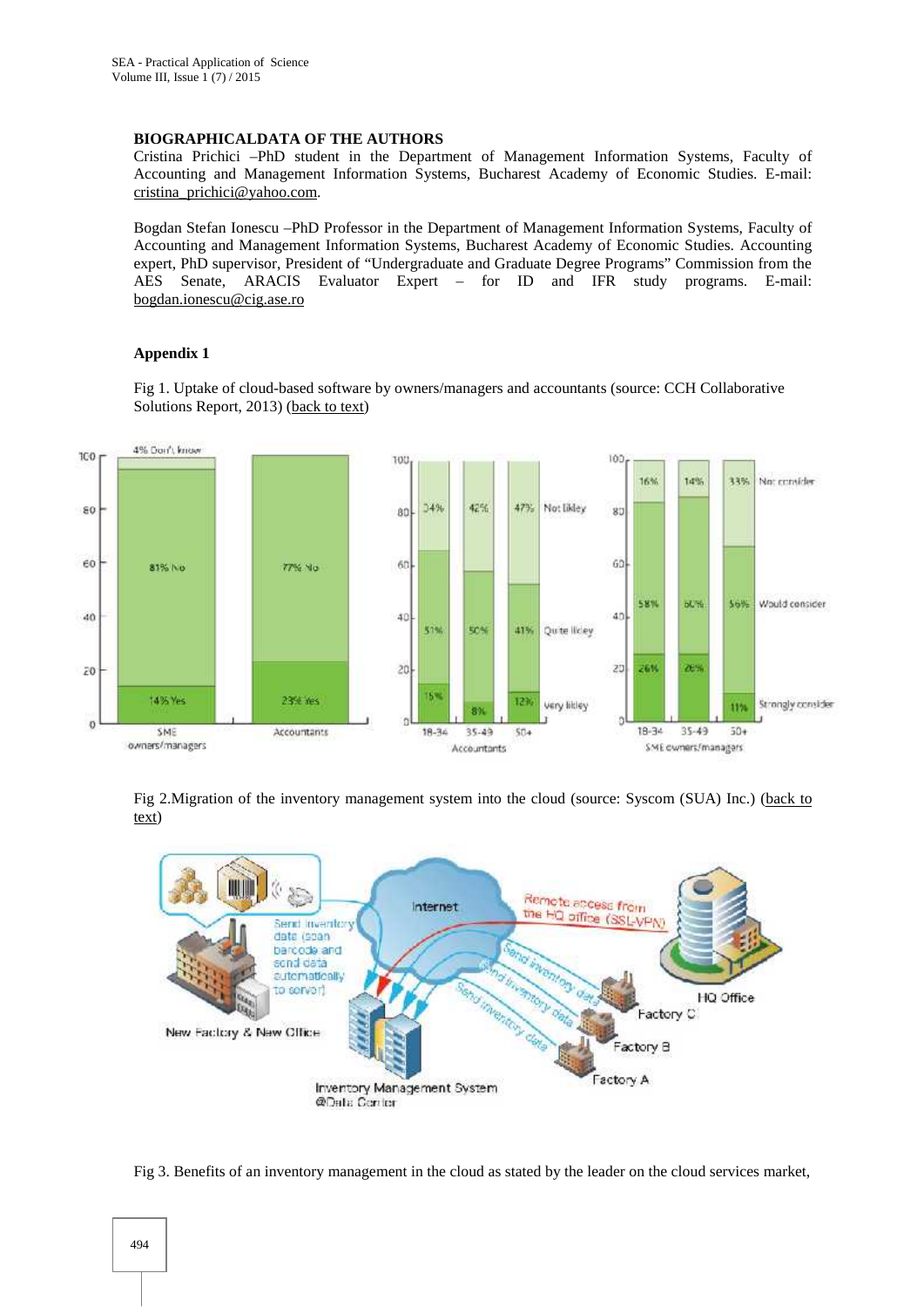## BIOGRAPHICALDATA OF THE AUTHORS

Cristina Prichici –PhD student in the Department of Management Information Systems, Faculty of Accounting and Management Information Systems, Bucharest Academy of Economic Studies. E-mail: cristina_prichici@yahoo.com.

Bogdan Stefan Ionescu –PhD Professor in the Department of Management Information Systems, Faculty of Accounting and Management Information Systems, Bucharest Academy of Economic Studies. Accounting expert, PhD supervisor, President of "Undergraduate and Graduate Degree Programs" Commission from the AES Senate, ARACIS Evaluator Expert – for ID and IFR study programs. E-mail: bogdan.ionescu@cig.ase.ro

## Appendix 1

Fig 1. Uptake of cloud-based software by owners/managers and accountants (source: CCH Collaborative Solutions Report, 2013) (back to text)

Fig 2.Migration of the inventory management system into the cloud (source: Syscom (SUA) Inc.) (back to text)

Fig 3. Benefits of an inventory management in the cloud as stated by the leader on the cloud services market,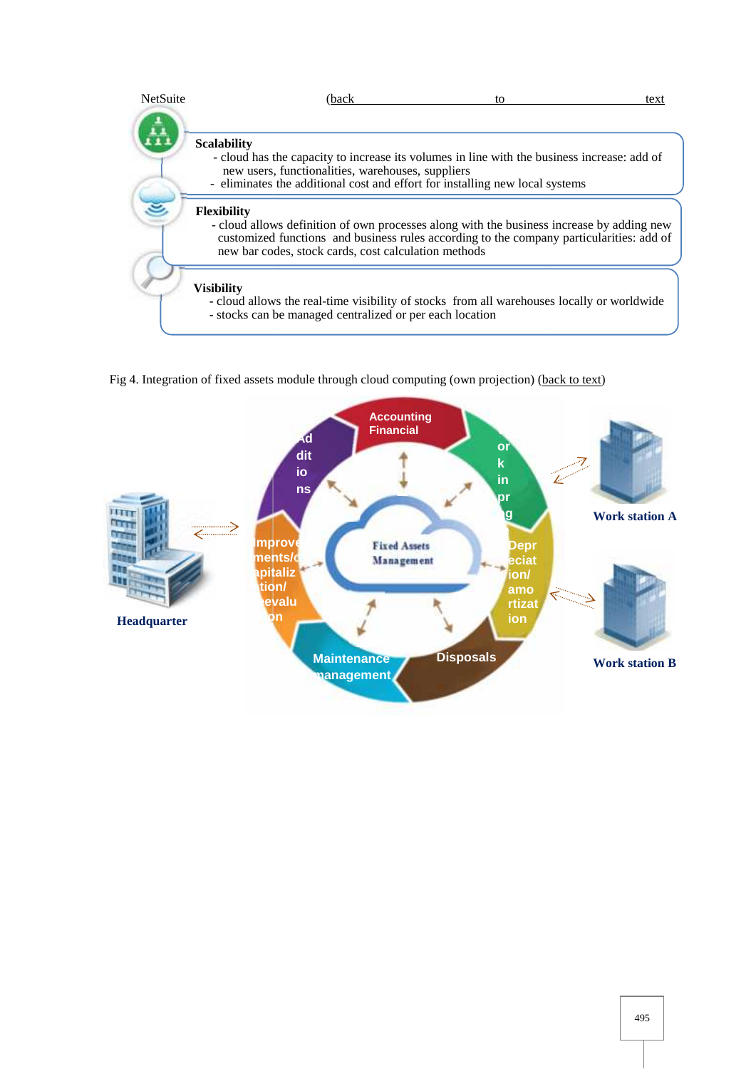NetSuite (back to text)

**Scalability**

- cloud has the capacity to increase its volumes in line with the business increase: add of new users, functionalities, warehouses, suppliers
- eliminates the additional cost and effort for installing new local systems

**Flexibility**

- cloud allows definition of own processes along with the business increase by adding new customized functions and business rules according to the company particularities: add of new bar codes, stock cards, cost calculation methods

**Visibility**

- cloud allows the real-time visibility of stocks from all warehouses locally or worldwide
- stocks can be managed centralized or per each location

Fig 4. Integration of fixed assets module through cloud computing (own projection) (back to text)

Accounting Financial

Additions

Work in progress

Improvements/capitalization/revaluation

Fixed Assets Management

Depreciation/amortization

Maintenance management

Disposals

Headquarter

Work station A

Work station B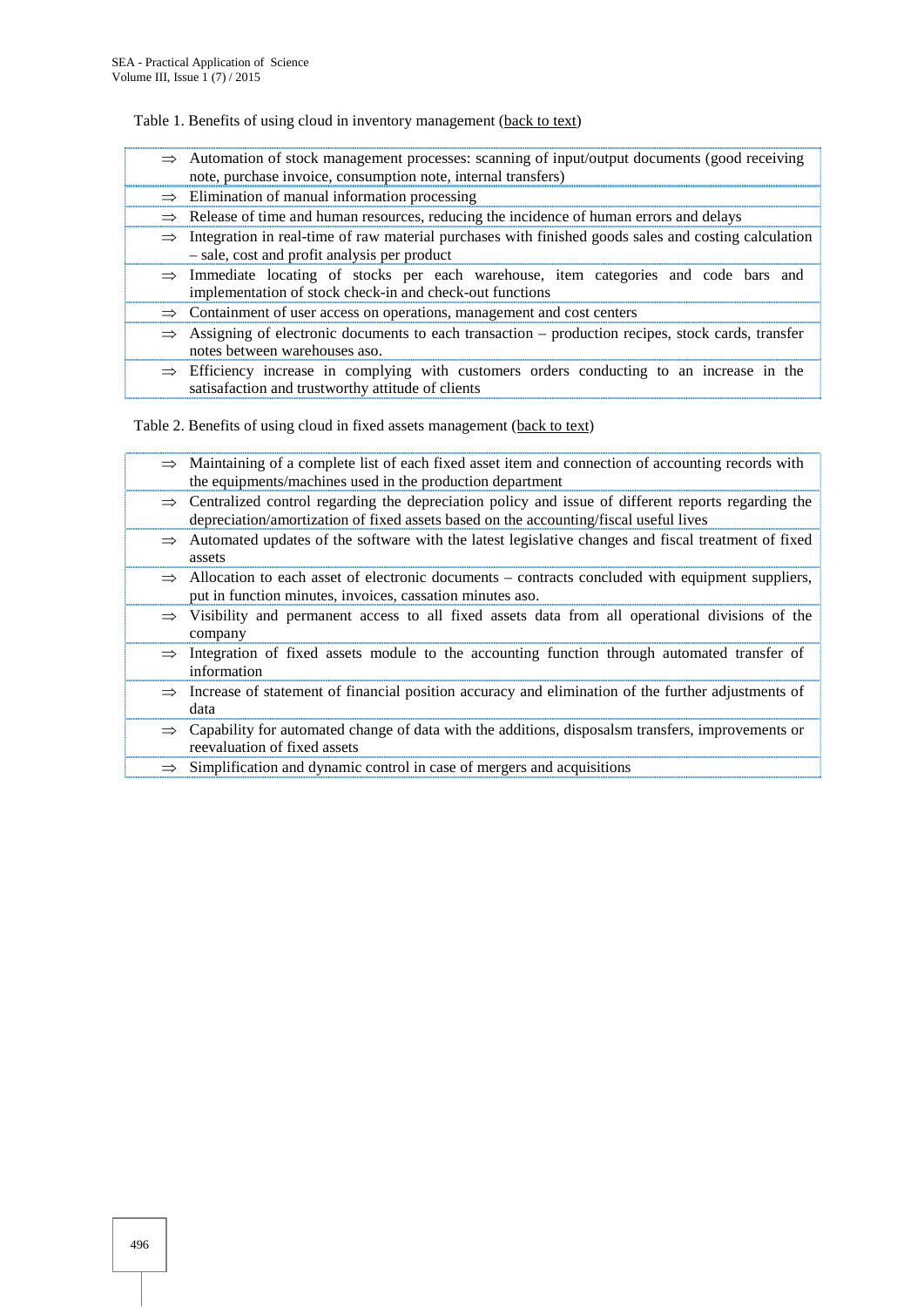Table 1. Benefits of using cloud in inventory management (back to text)

| | |
|---|---|
| ⇒ | Automation of stock management processes: scanning of input/output documents (good receiving note, purchase invoice, consumption note, internal transfers) |
| ⇒ | Elimination of manual information processing |
| ⇒ | Release of time and human resources, reducing the incidence of human errors and delays |
| ⇒ | Integration in real-time of raw material purchases with finished goods sales and costing calculation – sale, cost and profit analysis per product |
| ⇒ | Immediate locating of stocks per each warehouse, item categories and code bars and implementation of stock check-in and check-out functions |
| ⇒ | Containment of user access on operations, management and cost centers |
| ⇒ | Assigning of electronic documents to each transaction – production recipes, stock cards, transfer notes between warehouses aso. |
| ⇒ | Efficiency increase in complying with customers orders conducting to an increase in the satisafaction and trustworthy attitude of clients |

Table 2. Benefits of using cloud in fixed assets management (back to text)

| | |
|---|---|
| ⇒ | Maintaining of a complete list of each fixed asset item and connection of accounting records with the equipments/machines used in the production department |
| ⇒ | Centralized control regarding the depreciation policy and issue of different reports regarding the depreciation/amortization of fixed assets based on the accounting/fiscal useful lives |
| ⇒ | Automated updates of the software with the latest legislative changes and fiscal treatment of fixed assets |
| ⇒ | Allocation to each asset of electronic documents – contracts concluded with equipment suppliers, put in function minutes, invoices, cassation minutes aso. |
| ⇒ | Visibility and permanent access to all fixed assets data from all operational divisions of the company |
| ⇒ | Integration of fixed assets module to the accounting function through automated transfer of information |
| ⇒ | Increase of statement of financial position accuracy and elimination of the further adjustments of data |
| ⇒ | Capability for automated change of data with the additions, disposalsm transfers, improvements or reevaluation of fixed assets |
| ⇒ | Simplification and dynamic control in case of mergers and acquisitions |